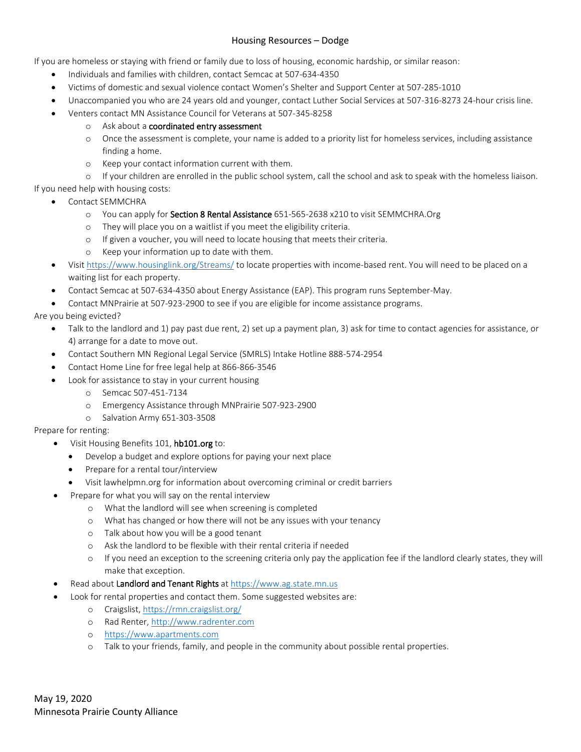# Housing Resources – Dodge

If you are homeless or staying with friend or family due to loss of housing, economic hardship, or similar reason:

- Individuals and families with children, contact Semcac at 507-634-4350
- Victims of domestic and sexual violence contact Women's Shelter and Support Center at 507-285-1010
- Unaccompanied you who are 24 years old and younger, contact Luther Social Services at 507-316-8273 24-hour crisis line.
- Venters contact MN Assistance Council for Veterans at 507-345-8258
    - Ask about a **coordinated entry assessment**
    - Once the assessment is complete, your name is added to a priority list for homeless services, including assistance finding a home.
    - Keep your contact information current with them.
    - If your children are enrolled in the public school system, call the school and ask to speak with the homeless liaison.

If you need help with housing costs:

- Contact SEMMCHRA
    - You can apply for **Section 8 Rental Assistance** 651-565-2638 x210 to visit SEMMCHRA.Org
    - They will place you on a waitlist if you meet the eligibility criteria.
    - If given a voucher, you will need to locate housing that meets their criteria.
    - Keep your information up to date with them.
- Visit https://www.housinglink.org/Streams/ to locate properties with income-based rent. You will need to be placed on a waiting list for each property.
- Contact Semcac at 507-634-4350 about Energy Assistance (EAP). This program runs September-May.
- Contact MNPrairie at 507-923-2900 to see if you are eligible for income assistance programs.

Are you being evicted?

- Talk to the landlord and 1) pay past due rent, 2) set up a payment plan, 3) ask for time to contact agencies for assistance, or 4) arrange for a date to move out.
- Contact Southern MN Regional Legal Service (SMRLS) Intake Hotline 888-574-2954
- Contact Home Line for free legal help at 866-866-3546
- Look for assistance to stay in your current housing
    - Semcac 507-451-7134
    - Emergency Assistance through MNPrairie 507-923-2900
    - Salvation Army 651-303-3508

Prepare for renting:

- Visit Housing Benefits 101, **hb101.org** to:
    - Develop a budget and explore options for paying your next place
    - Prepare for a rental tour/interview
    - Visit lawhelpmn.org for information about overcoming criminal or credit barriers
- Prepare for what you will say on the rental interview
    - What the landlord will see when screening is completed
    - What has changed or how there will not be any issues with your tenancy
    - Talk about how you will be a good tenant
    - Ask the landlord to be flexible with their rental criteria if needed
    - If you need an exception to the screening criteria only pay the application fee if the landlord clearly states, they will make that exception.
- Read about **Landlord and Tenant Rights** at https://www.ag.state.mn.us
- Look for rental properties and contact them. Some suggested websites are:
    - Craigslist, https://rmn.craigslist.org/
    - Rad Renter, http://www.radrenter.com
    - https://www.apartments.com
    - Talk to your friends, family, and people in the community about possible rental properties.

May 19, 2020
Minnesota Prairie County Alliance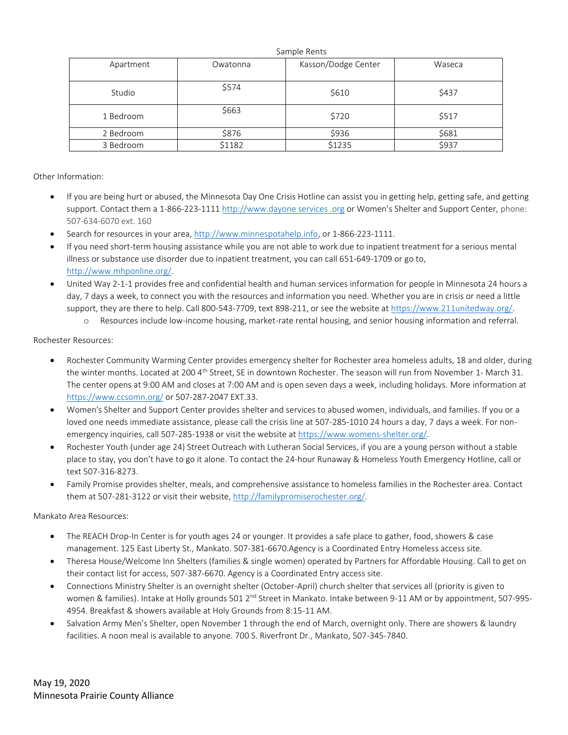Sample Rents

| Apartment | Owatonna | Kasson/Dodge Center | Waseca |
|---|---|---|---|
| Studio | $574 | $610 | $437 |
| 1 Bedroom | $663 | $720 | $517 |
| 2 Bedroom | $876 | $936 | $681 |
| 3 Bedroom | $1182 | $1235 | $937 |

Other Information:

- If you are being hurt or abused, the Minnesota Day One Crisis Hotline can assist you in getting help, getting safe, and getting support. Contact them a 1-866-223-1111 http://www.dayone services .org or Women's Shelter and Support Center, phone: 507-634-6070 ext. 160
- Search for resources in your area, http://www.minnespotahelp.info, or 1-866-223-1111.
- If you need short-term housing assistance while you are not able to work due to inpatient treatment for a serious mental illness or substance use disorder due to inpatient treatment, you can call 651-649-1709 or go to, http://www.mhponline.org/.
- United Way 2-1-1 provides free and confidential health and human services information for people in Minnesota 24 hours a day, 7 days a week, to connect you with the resources and information you need. Whether you are in crisis or need a little support, they are there to help. Call 800-543-7709, text 898-211, or see the website at https://www.211unitedway.org/.
    - Resources include low-income housing, market-rate rental housing, and senior housing information and referral.

Rochester Resources:

- Rochester Community Warming Center provides emergency shelter for Rochester area homeless adults, 18 and older, during the winter months. Located at 200 4th Street, SE in downtown Rochester. The season will run from November 1- March 31. The center opens at 9:00 AM and closes at 7:00 AM and is open seven days a week, including holidays. More information at https://www.ccsomn.org/ or 507-287-2047 EXT.33.
- Women's Shelter and Support Center provides shelter and services to abused women, individuals, and families. If you or a loved one needs immediate assistance, please call the crisis line at 507-285-1010 24 hours a day, 7 days a week. For non-emergency inquiries, call 507-285-1938 or visit the website at https://www.womens-shelter.org/.
- Rochester Youth (under age 24) Street Outreach with Lutheran Social Services, if you are a young person without a stable place to stay, you don't have to go it alone. To contact the 24-hour Runaway & Homeless Youth Emergency Hotline, call or text 507-316-8273.
- Family Promise provides shelter, meals, and comprehensive assistance to homeless families in the Rochester area. Contact them at 507-281-3122 or visit their website, http://familypromiserochester.org/.

Mankato Area Resources:

- The REACH Drop-In Center is for youth ages 24 or younger. It provides a safe place to gather, food, showers & case management. 125 East Liberty St., Mankato. 507-381-6670.Agency is a Coordinated Entry Homeless access site.
- Theresa House/Welcome Inn Shelters (families & single women) operated by Partners for Affordable Housing. Call to get on their contact list for access, 507-387-6670. Agency is a Coordinated Entry access site.
- Connections Ministry Shelter is an overnight shelter (October-April) church shelter that services all (priority is given to women & families). Intake at Holly grounds 501 2nd Street in Mankato. Intake between 9-11 AM or by appointment, 507-995-4954. Breakfast & showers available at Holy Grounds from 8:15-11 AM.
- Salvation Army Men's Shelter, open November 1 through the end of March, overnight only. There are showers & laundry facilities. A noon meal is available to anyone. 700 S. Riverfront Dr., Mankato, 507-345-7840.

May 19, 2020
Minnesota Prairie County Alliance